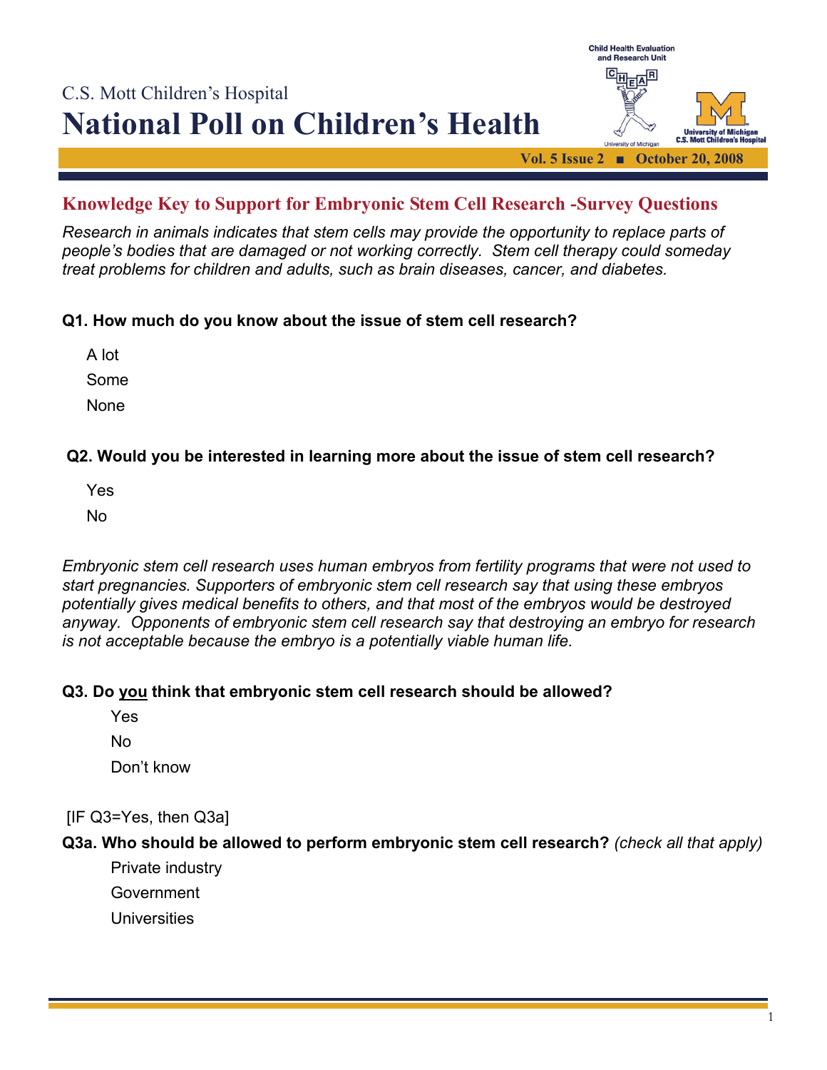C.S. Mott Children's Hospital

# National Poll on Children's Health

Child Health Evaluation and Research Unit

Vol. 5 Issue 2 ■ October 20, 2008

## Knowledge Key to Support for Embryonic Stem Cell Research -Survey Questions

*Research in animals indicates that stem cells may provide the opportunity to replace parts of people's bodies that are damaged or not working correctly. Stem cell therapy could someday treat problems for children and adults, such as brain diseases, cancer, and diabetes.*

**Q1. How much do you know about the issue of stem cell research?**

A lot

Some

None

**Q2. Would you be interested in learning more about the issue of stem cell research?**

Yes

No

*Embryonic stem cell research uses human embryos from fertility programs that were not used to start pregnancies. Supporters of embryonic stem cell research say that using these embryos potentially gives medical benefits to others, and that most of the embryos would be destroyed anyway. Opponents of embryonic stem cell research say that destroying an embryo for research is not acceptable because the embryo is a potentially viable human life.*

**Q3. Do <u>you</u> think that embryonic stem cell research should be allowed?**

Yes

No

Don't know

[IF Q3=Yes, then Q3a]

**Q3a. Who should be allowed to perform embryonic stem cell research?** *(check all that apply)*

Private industry

Government

Universities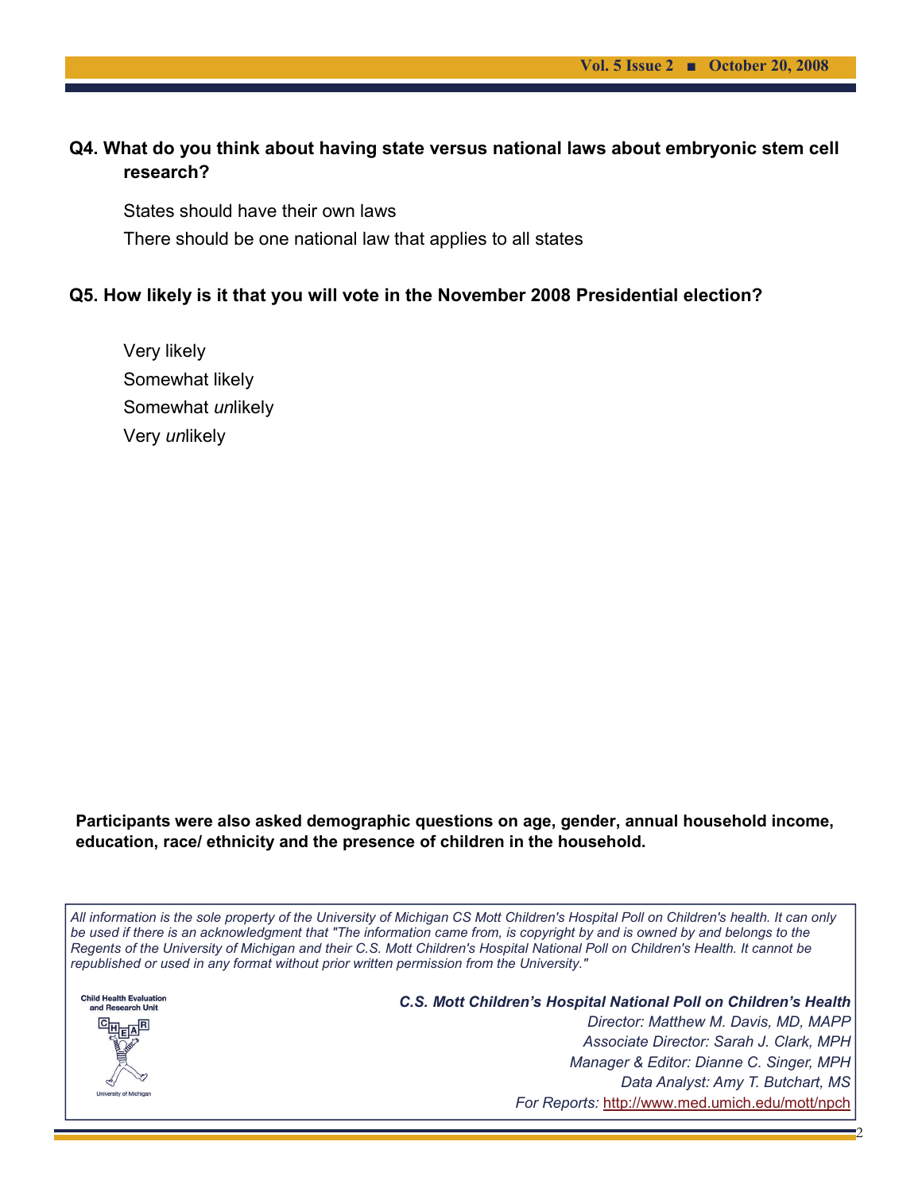**Q4. What do you think about having state versus national laws about embryonic stem cell research?**

States should have their own laws

There should be one national law that applies to all states

**Q5. How likely is it that you will vote in the November 2008 Presidential election?**

Very likely

Somewhat likely

Somewhat *un*likely

Very *un*likely

**Participants were also asked demographic questions on age, gender, annual household income, education, race/ ethnicity and the presence of children in the household.**

*All information is the sole property of the University of Michigan CS Mott Children's Hospital Poll on Children's health. It can only be used if there is an acknowledgment that "The information came from, is copyright by and is owned by and belongs to the Regents of the University of Michigan and their C.S. Mott Children's Hospital National Poll on Children's Health. It cannot be republished or used in any format without prior written permission from the University."*

Child Health Evaluation and Research Unit

CHEAR

University of Michigan

***C.S. Mott Children's Hospital National Poll on Children's Health***

*Director: Matthew M. Davis, MD, MAPP*

*Associate Director: Sarah J. Clark, MPH*

*Manager & Editor: Dianne C. Singer, MPH*

*Data Analyst: Amy T. Butchart, MS*

*For Reports:* http://www.med.umich.edu/mott/npch